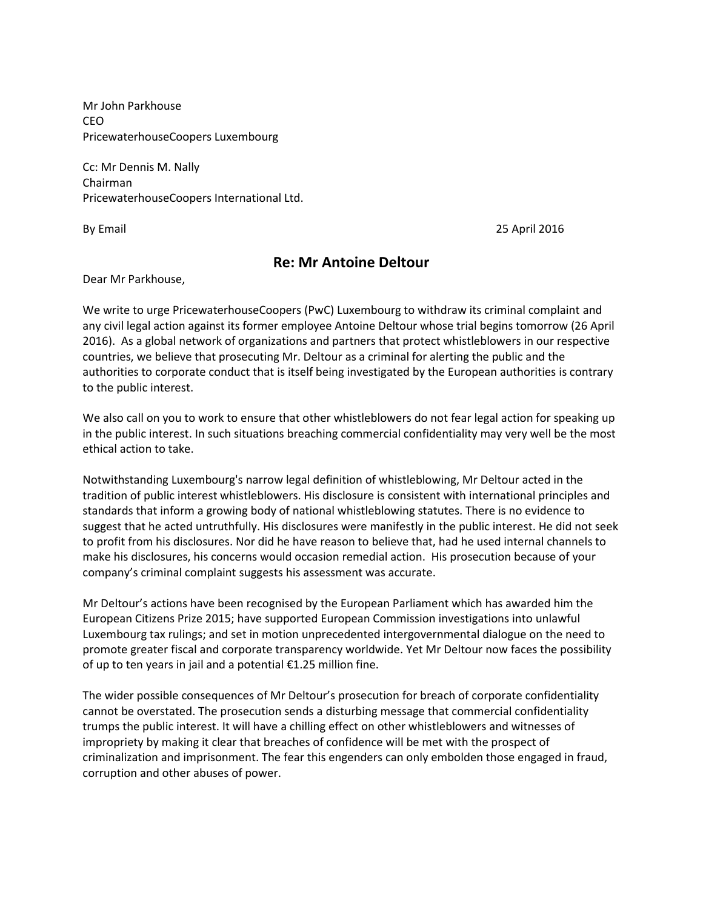Mr John Parkhouse
CEO
PricewaterhouseCoopers Luxembourg

Cc: Mr Dennis M. Nally
Chairman
PricewaterhouseCoopers International Ltd.

By Email 25 April 2016

## Re: Mr Antoine Deltour

Dear Mr Parkhouse,

We write to urge PricewaterhouseCoopers (PwC) Luxembourg to withdraw its criminal complaint and any civil legal action against its former employee Antoine Deltour whose trial begins tomorrow (26 April 2016). As a global network of organizations and partners that protect whistleblowers in our respective countries, we believe that prosecuting Mr. Deltour as a criminal for alerting the public and the authorities to corporate conduct that is itself being investigated by the European authorities is contrary to the public interest.

We also call on you to work to ensure that other whistleblowers do not fear legal action for speaking up in the public interest. In such situations breaching commercial confidentiality may very well be the most ethical action to take.

Notwithstanding Luxembourg's narrow legal definition of whistleblowing, Mr Deltour acted in the tradition of public interest whistleblowers. His disclosure is consistent with international principles and standards that inform a growing body of national whistleblowing statutes. There is no evidence to suggest that he acted untruthfully. His disclosures were manifestly in the public interest. He did not seek to profit from his disclosures. Nor did he have reason to believe that, had he used internal channels to make his disclosures, his concerns would occasion remedial action. His prosecution because of your company's criminal complaint suggests his assessment was accurate.

Mr Deltour's actions have been recognised by the European Parliament which has awarded him the European Citizens Prize 2015; have supported European Commission investigations into unlawful Luxembourg tax rulings; and set in motion unprecedented intergovernmental dialogue on the need to promote greater fiscal and corporate transparency worldwide. Yet Mr Deltour now faces the possibility of up to ten years in jail and a potential €1.25 million fine.

The wider possible consequences of Mr Deltour's prosecution for breach of corporate confidentiality cannot be overstated. The prosecution sends a disturbing message that commercial confidentiality trumps the public interest. It will have a chilling effect on other whistleblowers and witnesses of impropriety by making it clear that breaches of confidence will be met with the prospect of criminalization and imprisonment. The fear this engenders can only embolden those engaged in fraud, corruption and other abuses of power.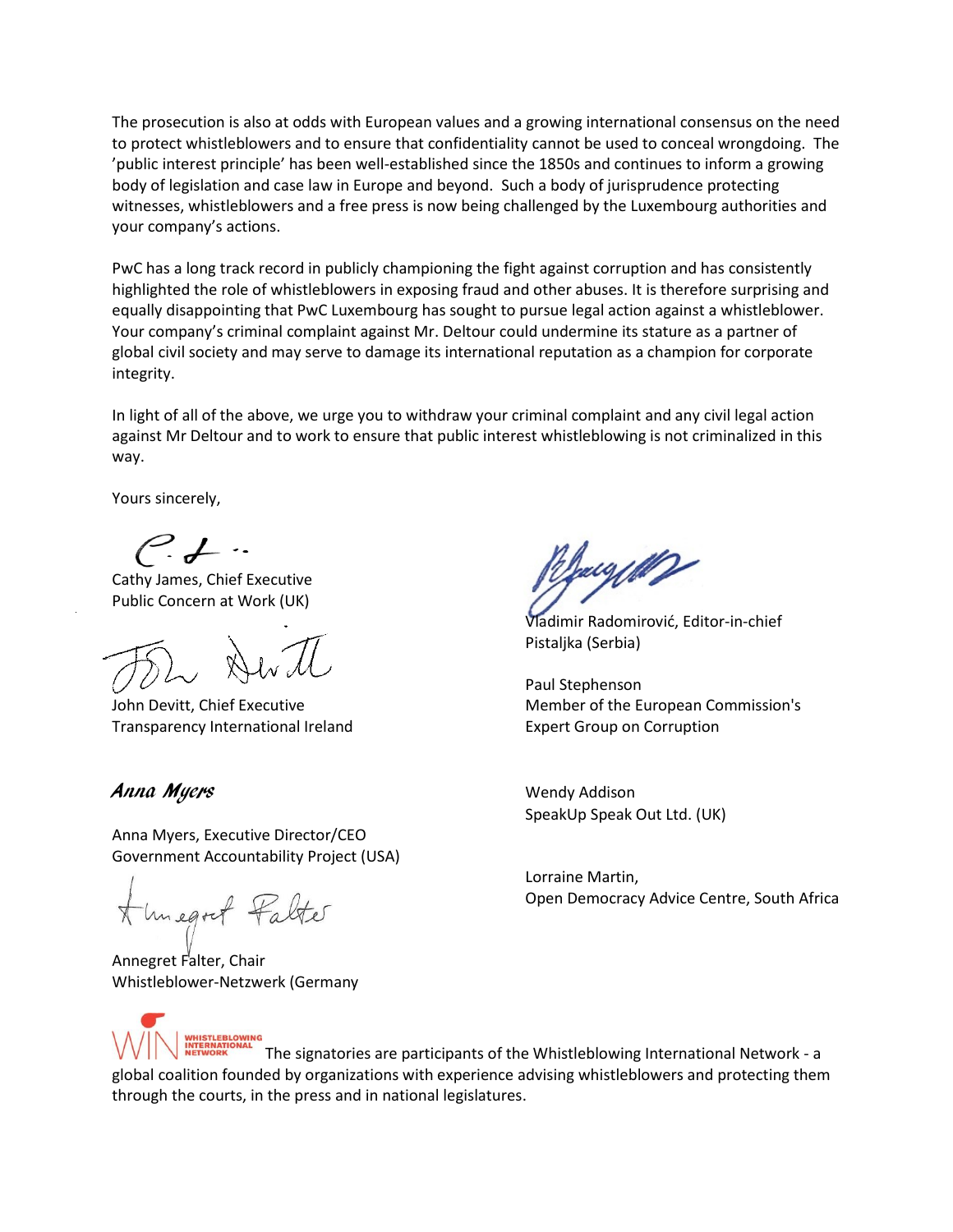The prosecution is also at odds with European values and a growing international consensus on the need to protect whistleblowers and to ensure that confidentiality cannot be used to conceal wrongdoing. The 'public interest principle' has been well-established since the 1850s and continues to inform a growing body of legislation and case law in Europe and beyond. Such a body of jurisprudence protecting witnesses, whistleblowers and a free press is now being challenged by the Luxembourg authorities and your company's actions.

PwC has a long track record in publicly championing the fight against corruption and has consistently highlighted the role of whistleblowers in exposing fraud and other abuses. It is therefore surprising and equally disappointing that PwC Luxembourg has sought to pursue legal action against a whistleblower. Your company's criminal complaint against Mr. Deltour could undermine its stature as a partner of global civil society and may serve to damage its international reputation as a champion for corporate integrity.

In light of all of the above, we urge you to withdraw your criminal complaint and any civil legal action against Mr Deltour and to work to ensure that public interest whistleblowing is not criminalized in this way.

Yours sincerely,

Cathy James, Chief Executive
Public Concern at Work (UK)

John Devitt, Chief Executive
Transparency International Ireland

*Anna Myers*

Anna Myers, Executive Director/CEO
Government Accountability Project (USA)

Annegret Falter, Chair
Whistleblower-Netzwerk (Germany

Vladimir Radomirović, Editor-in-chief
Pistaljka (Serbia)

Paul Stephenson
Member of the European Commission's Expert Group on Corruption

Wendy Addison
SpeakUp Speak Out Ltd. (UK)

Lorraine Martin,
Open Democracy Advice Centre, South Africa

WIN WHISTLEBLOWING INTERNATIONAL NETWORK The signatories are participants of the Whistleblowing International Network - a global coalition founded by organizations with experience advising whistleblowers and protecting them through the courts, in the press and in national legislatures.